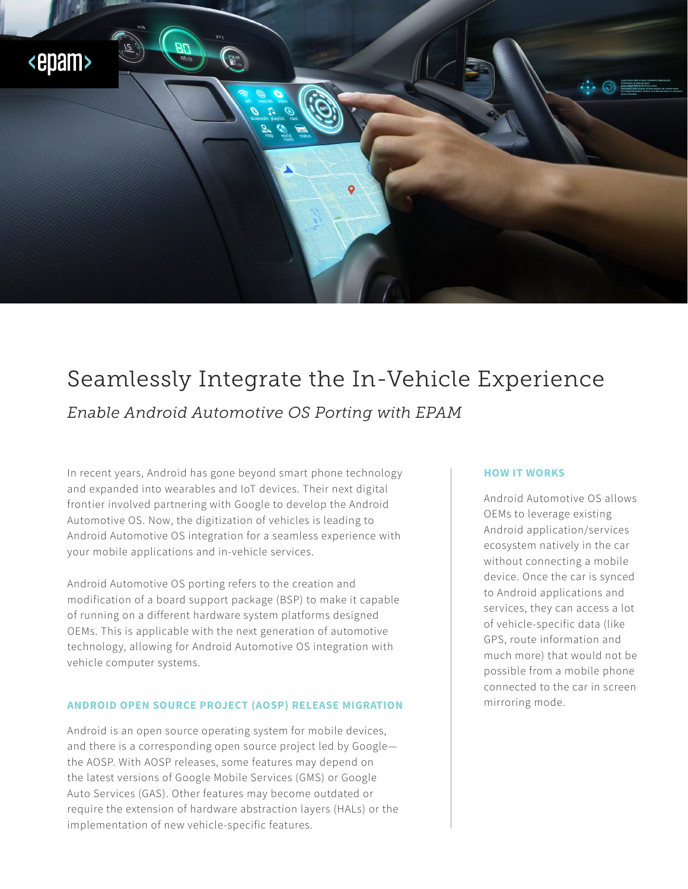# Seamlessly Integrate the In-Vehicle Experience

*Enable Android Automotive OS Porting with EPAM*

In recent years, Android has gone beyond smart phone technology and expanded into wearables and IoT devices. Their next digital frontier involved partnering with Google to develop the Android Automotive OS. Now, the digitization of vehicles is leading to Android Automotive OS integration for a seamless experience with your mobile applications and in-vehicle services.

Android Automotive OS porting refers to the creation and modification of a board support package (BSP) to make it capable of running on a different hardware system platforms designed OEMs. This is applicable with the next generation of automotive technology, allowing for Android Automotive OS integration with vehicle computer systems.

## ANDROID OPEN SOURCE PROJECT (AOSP) RELEASE MIGRATION

Android is an open source operating system for mobile devices, and there is a corresponding open source project led by Google—the AOSP. With AOSP releases, some features may depend on the latest versions of Google Mobile Services (GMS) or Google Auto Services (GAS). Other features may become outdated or require the extension of hardware abstraction layers (HALs) or the implementation of new vehicle-specific features.

## HOW IT WORKS

Android Automotive OS allows OEMs to leverage existing Android application/services ecosystem natively in the car without connecting a mobile device. Once the car is synced to Android applications and services, they can access a lot of vehicle-specific data (like GPS, route information and much more) that would not be possible from a mobile phone connected to the car in screen mirroring mode.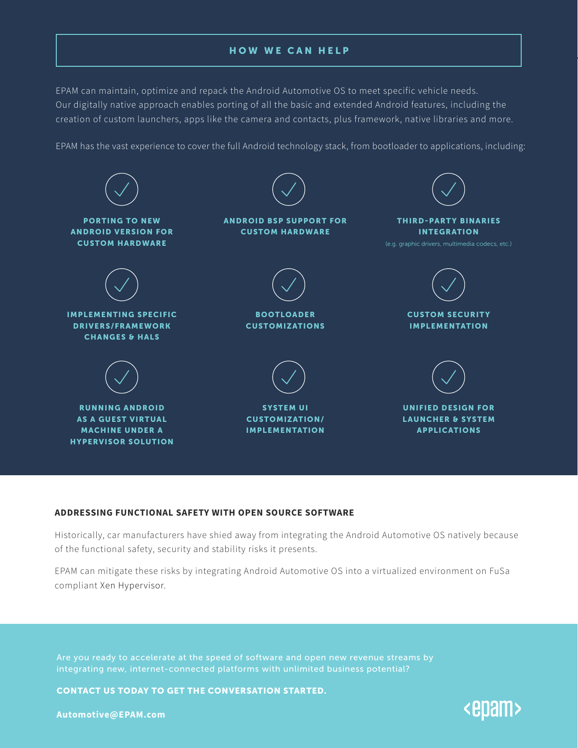## HOW WE CAN HELP

EPAM can maintain, optimize and repack the Android Automotive OS to meet specific vehicle needs. Our digitally native approach enables porting of all the basic and extended Android features, including the creation of custom launchers, apps like the camera and contacts, plus framework, native libraries and more.

EPAM has the vast experience to cover the full Android technology stack, from bootloader to applications, including:

- **PORTING TO NEW ANDROID VERSION FOR CUSTOM HARDWARE**
- **ANDROID BSP SUPPORT FOR CUSTOM HARDWARE**
- **THIRD-PARTY BINARIES INTEGRATION** (e.g. graphic drivers, multimedia codecs, etc.)
- **IMPLEMENTING SPECIFIC DRIVERS/FRAMEWORK CHANGES & HALS**
- **BOOTLOADER CUSTOMIZATIONS**
- **CUSTOM SECURITY IMPLEMENTATION**
- **RUNNING ANDROID AS A GUEST VIRTUAL MACHINE UNDER A HYPERVISOR SOLUTION**
- **SYSTEM UI CUSTOMIZATION/ IMPLEMENTATION**
- **UNIFIED DESIGN FOR LAUNCHER & SYSTEM APPLICATIONS**

### ADDRESSING FUNCTIONAL SAFETY WITH OPEN SOURCE SOFTWARE

Historically, car manufacturers have shied away from integrating the Android Automotive OS natively because of the functional safety, security and stability risks it presents.

EPAM can mitigate these risks by integrating Android Automotive OS into a virtualized environment on FuSa compliant Xen Hypervisor.

Are you ready to accelerate at the speed of software and open new revenue streams by integrating new, internet-connected platforms with unlimited business potential?

**CONTACT US TODAY TO GET THE CONVERSATION STARTED.**

**Automotive@EPAM.com**

<epam>